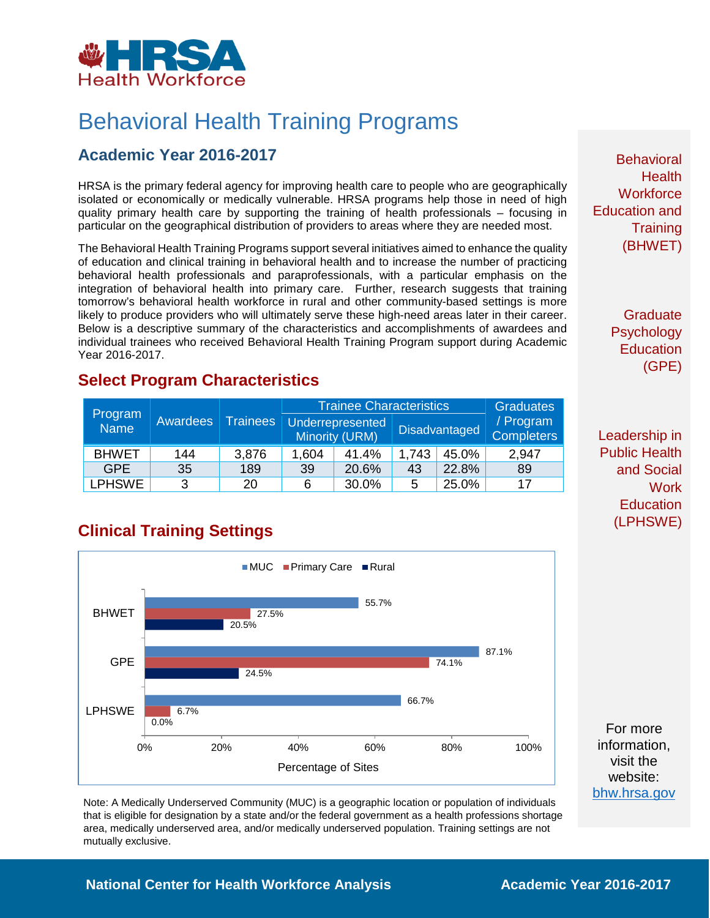HRSA Health Workforce

# Behavioral Health Training Programs

## Academic Year 2016-2017

HRSA is the primary federal agency for improving health care to people who are geographically isolated or economically or medically vulnerable. HRSA programs help those in need of high quality primary health care by supporting the training of health professionals – focusing in particular on the geographical distribution of providers to areas where they are needed most.

The Behavioral Health Training Programs support several initiatives aimed to enhance the quality of education and clinical training in behavioral health and to increase the number of practicing behavioral health professionals and paraprofessionals, with a particular emphasis on the integration of behavioral health into primary care. Further, research suggests that training tomorrow's behavioral health workforce in rural and other community-based settings is more likely to produce providers who will ultimately serve these high-need areas later in their career. Below is a descriptive summary of the characteristics and accomplishments of awardees and individual trainees who received Behavioral Health Training Program support during Academic Year 2016-2017.

## Select Program Characteristics

| Program Name | Awardees | Trainees | Trainee Characteristics | | | | Graduates / Program Completers |
|---|---|---|---|---|---|---|---|
| | | | Underrepresented Minority (URM) | | Disadvantaged | | |
| BHWET | 144 | 3,876 | 1,604 | 41.4% | 1,743 | 45.0% | 2,947 |
| GPE | 35 | 189 | 39 | 20.6% | 43 | 22.8% | 89 |
| LPHSWE | 3 | 20 | 6 | 30.0% | 5 | 25.0% | 17 |

## Clinical Training Settings

| Program | MUC | Primary Care | Rural |
|---|---|---|---|
| BHWET | 55.7% | 27.5% | 20.5% |
| GPE | 87.1% | 74.1% | 24.5% |
| LPHSWE | 66.7% | 6.7% | 0.0% |

Percentage of Sites

Note: A Medically Underserved Community (MUC) is a geographic location or population of individuals that is eligible for designation by a state and/or the federal government as a health professions shortage area, medically underserved area, and/or medically underserved population. Training settings are not mutually exclusive.

Behavioral Health Workforce Education and Training (BHWET)

Graduate Psychology Education (GPE)

Leadership in Public Health and Social Work Education (LPHSWE)

For more information, visit the website: bhw.hrsa.gov

National Center for Health Workforce Analysis

Academic Year 2016-2017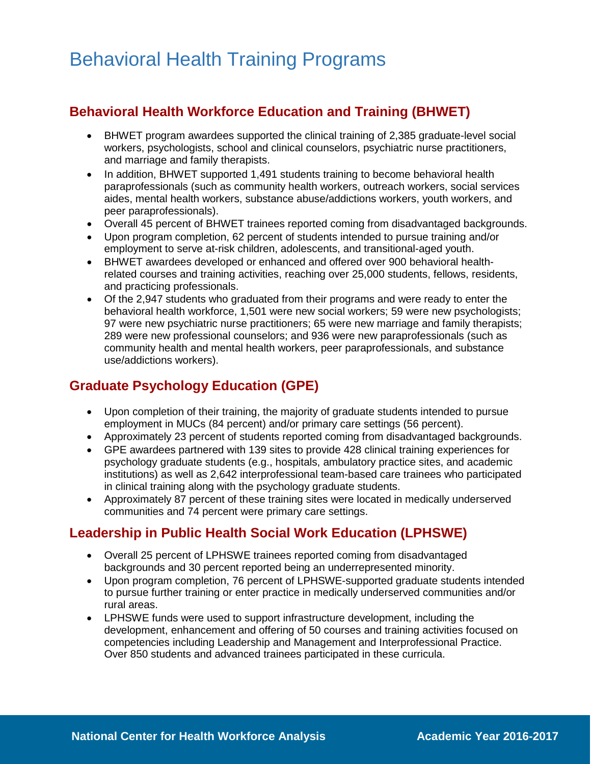# Behavioral Health Training Programs

## Behavioral Health Workforce Education and Training (BHWET)

- BHWET program awardees supported the clinical training of 2,385 graduate-level social workers, psychologists, school and clinical counselors, psychiatric nurse practitioners, and marriage and family therapists.
- In addition, BHWET supported 1,491 students training to become behavioral health paraprofessionals (such as community health workers, outreach workers, social services aides, mental health workers, substance abuse/addictions workers, youth workers, and peer paraprofessionals).
- Overall 45 percent of BHWET trainees reported coming from disadvantaged backgrounds.
- Upon program completion, 62 percent of students intended to pursue training and/or employment to serve at-risk children, adolescents, and transitional-aged youth.
- BHWET awardees developed or enhanced and offered over 900 behavioral health-related courses and training activities, reaching over 25,000 students, fellows, residents, and practicing professionals.
- Of the 2,947 students who graduated from their programs and were ready to enter the behavioral health workforce, 1,501 were new social workers; 59 were new psychologists; 97 were new psychiatric nurse practitioners; 65 were new marriage and family therapists; 289 were new professional counselors; and 936 were new paraprofessionals (such as community health and mental health workers, peer paraprofessionals, and substance use/addictions workers).

## Graduate Psychology Education (GPE)

- Upon completion of their training, the majority of graduate students intended to pursue employment in MUCs (84 percent) and/or primary care settings (56 percent).
- Approximately 23 percent of students reported coming from disadvantaged backgrounds.
- GPE awardees partnered with 139 sites to provide 428 clinical training experiences for psychology graduate students (e.g., hospitals, ambulatory practice sites, and academic institutions) as well as 2,642 interprofessional team-based care trainees who participated in clinical training along with the psychology graduate students.
- Approximately 87 percent of these training sites were located in medically underserved communities and 74 percent were primary care settings.

## Leadership in Public Health Social Work Education (LPHSWE)

- Overall 25 percent of LPHSWE trainees reported coming from disadvantaged backgrounds and 30 percent reported being an underrepresented minority.
- Upon program completion, 76 percent of LPHSWE-supported graduate students intended to pursue further training or enter practice in medically underserved communities and/or rural areas.
- LPHSWE funds were used to support infrastructure development, including the development, enhancement and offering of 50 courses and training activities focused on competencies including Leadership and Management and Interprofessional Practice. Over 850 students and advanced trainees participated in these curricula.